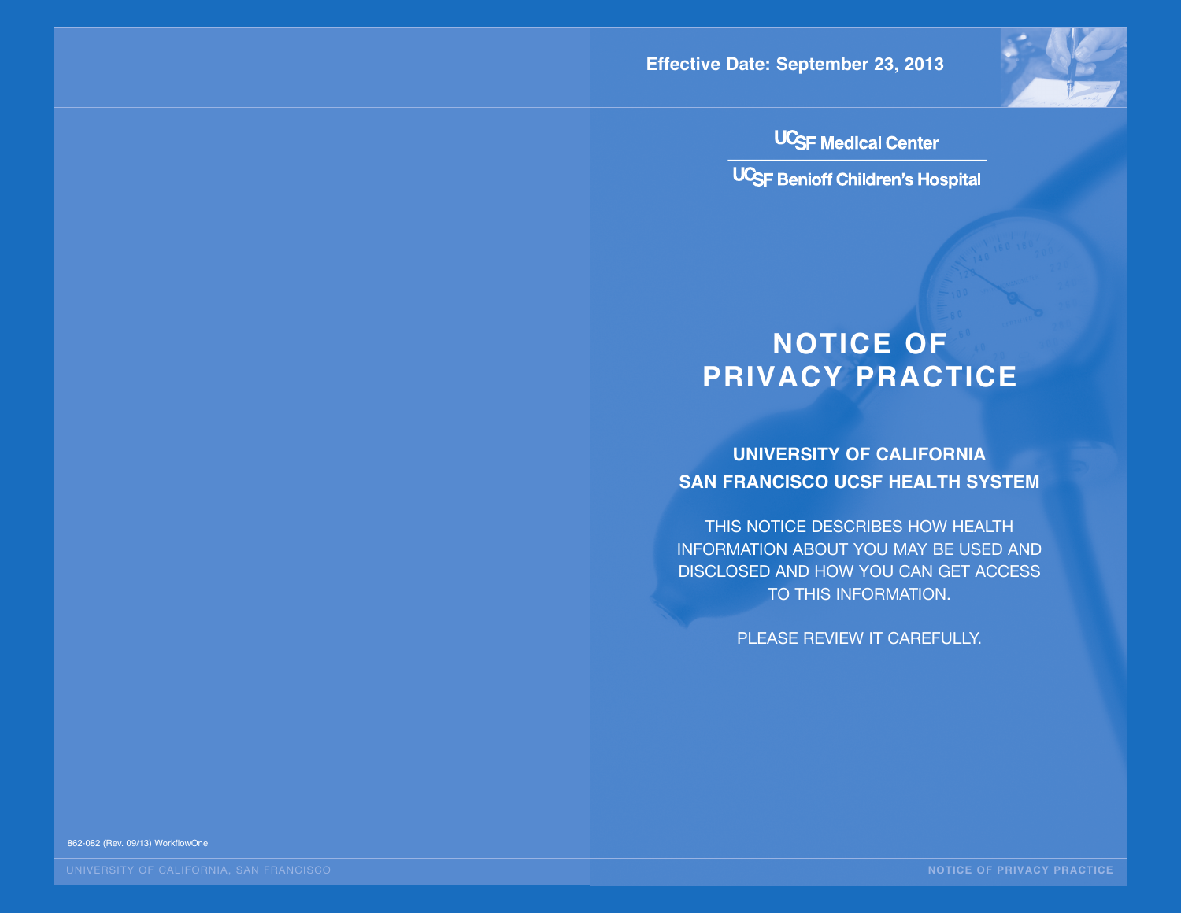Effective Date: September 23, 2013

UCSF Medical Center

UCSF Benioff Children's Hospital

# NOTICE OF PRIVACY PRACTICE

## UNIVERSITY OF CALIFORNIA SAN FRANCISCO UCSF HEALTH SYSTEM

THIS NOTICE DESCRIBES HOW HEALTH INFORMATION ABOUT YOU MAY BE USED AND DISCLOSED AND HOW YOU CAN GET ACCESS TO THIS INFORMATION.

PLEASE REVIEW IT CAREFULLY.

862-082 (Rev. 09/13) WorkflowOne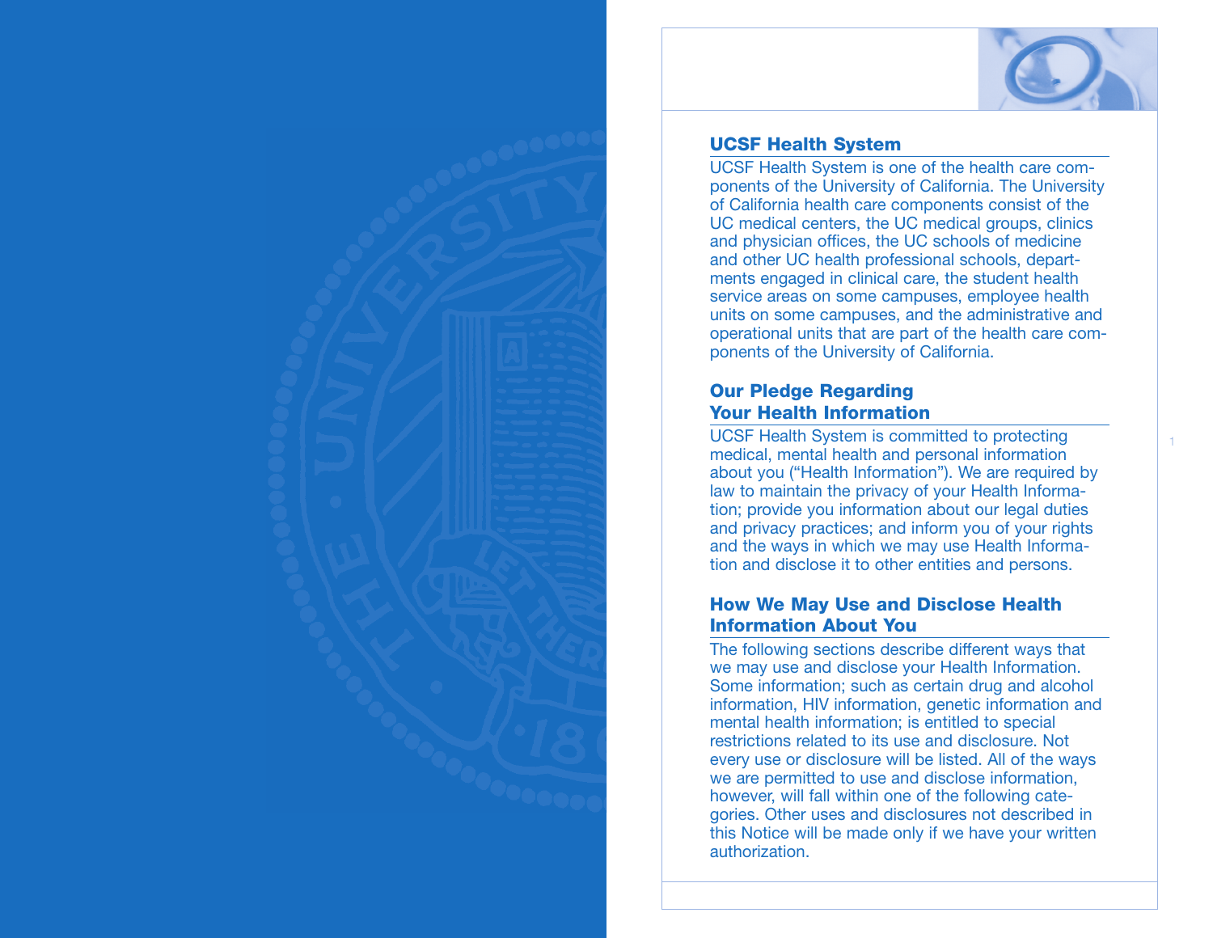## UCSF Health System

UCSF Health System is one of the health care components of the University of California. The University of California health care components consist of the UC medical centers, the UC medical groups, clinics and physician offices, the UC schools of medicine and other UC health professional schools, departments engaged in clinical care, the student health service areas on some campuses, employee health units on some campuses, and the administrative and operational units that are part of the health care components of the University of California.

## Our Pledge Regarding Your Health Information

UCSF Health System is committed to protecting medical, mental health and personal information about you ("Health Information"). We are required by law to maintain the privacy of your Health Information; provide you information about our legal duties and privacy practices; and inform you of your rights and the ways in which we may use Health Information and disclose it to other entities and persons.

## How We May Use and Disclose Health Information About You

The following sections describe different ways that we may use and disclose your Health Information. Some information; such as certain drug and alcohol information, HIV information, genetic information and mental health information; is entitled to special restrictions related to its use and disclosure. Not every use or disclosure will be listed. All of the ways we are permitted to use and disclose information, however, will fall within one of the following categories. Other uses and disclosures not described in this Notice will be made only if we have your written authorization.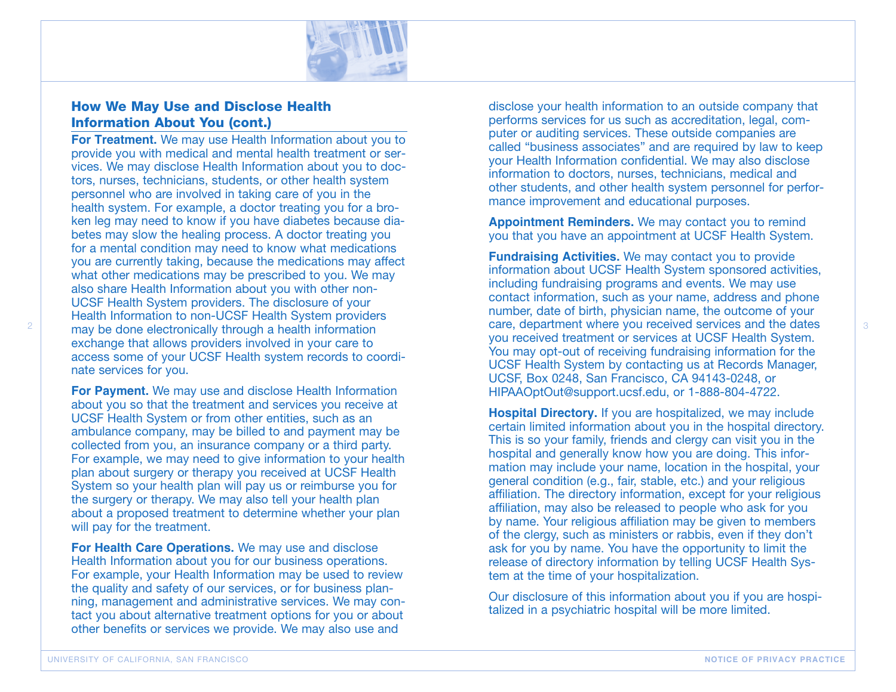## How We May Use and Disclose Health Information About You (cont.)

**For Treatment.** We may use Health Information about you to provide you with medical and mental health treatment or services. We may disclose Health Information about you to doctors, nurses, technicians, students, or other health system personnel who are involved in taking care of you in the health system. For example, a doctor treating you for a broken leg may need to know if you have diabetes because diabetes may slow the healing process. A doctor treating you for a mental condition may need to know what medications you are currently taking, because the medications may affect what other medications may be prescribed to you. We may also share Health Information about you with other non-UCSF Health System providers. The disclosure of your Health Information to non-UCSF Health System providers may be done electronically through a health information exchange that allows providers involved in your care to access some of your UCSF Health system records to coordinate services for you.

**For Payment.** We may use and disclose Health Information about you so that the treatment and services you receive at UCSF Health System or from other entities, such as an ambulance company, may be billed to and payment may be collected from you, an insurance company or a third party. For example, we may need to give information to your health plan about surgery or therapy you received at UCSF Health System so your health plan will pay us or reimburse you for the surgery or therapy. We may also tell your health plan about a proposed treatment to determine whether your plan will pay for the treatment.

**For Health Care Operations.** We may use and disclose Health Information about you for our business operations. For example, your Health Information may be used to review the quality and safety of our services, or for business planning, management and administrative services. We may contact you about alternative treatment options for you or about other benefits or services we provide. We may also use and disclose your health information to an outside company that performs services for us such as accreditation, legal, computer or auditing services. These outside companies are called "business associates" and are required by law to keep your Health Information confidential. We may also disclose information to doctors, nurses, technicians, medical and other students, and other health system personnel for performance improvement and educational purposes.

**Appointment Reminders.** We may contact you to remind you that you have an appointment at UCSF Health System.

**Fundraising Activities.** We may contact you to provide information about UCSF Health System sponsored activities, including fundraising programs and events. We may use contact information, such as your name, address and phone number, date of birth, physician name, the outcome of your care, department where you received services and the dates you received treatment or services at UCSF Health System. You may opt-out of receiving fundraising information for the UCSF Health System by contacting us at Records Manager, UCSF, Box 0248, San Francisco, CA 94143-0248, or HIPAAOptOut@support.ucsf.edu, or 1-888-804-4722.

**Hospital Directory.** If you are hospitalized, we may include certain limited information about you in the hospital directory. This is so your family, friends and clergy can visit you in the hospital and generally know how you are doing. This information may include your name, location in the hospital, your general condition (e.g., fair, stable, etc.) and your religious affiliation. The directory information, except for your religious affiliation, may also be released to people who ask for you by name. Your religious affiliation may be given to members of the clergy, such as ministers or rabbis, even if they don't ask for you by name. You have the opportunity to limit the release of directory information by telling UCSF Health System at the time of your hospitalization.

Our disclosure of this information about you if you are hospitalized in a psychiatric hospital will be more limited.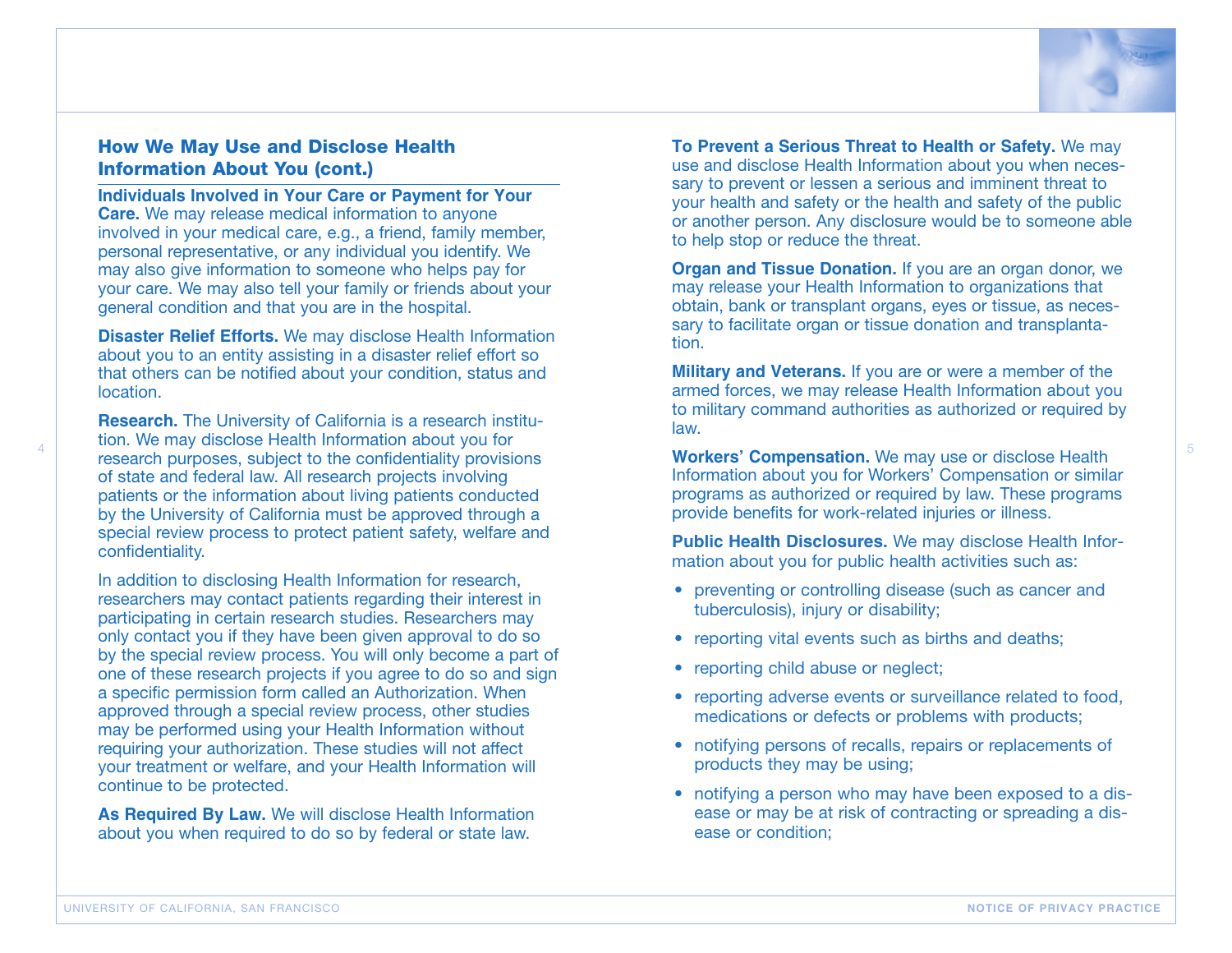## How We May Use and Disclose Health Information About You (cont.)

**Individuals Involved in Your Care or Payment for Your Care.** We may release medical information to anyone involved in your medical care, e.g., a friend, family member, personal representative, or any individual you identify. We may also give information to someone who helps pay for your care. We may also tell your family or friends about your general condition and that you are in the hospital.

**Disaster Relief Efforts.** We may disclose Health Information about you to an entity assisting in a disaster relief effort so that others can be notified about your condition, status and location.

**Research.** The University of California is a research institution. We may disclose Health Information about you for research purposes, subject to the confidentiality provisions of state and federal law. All research projects involving patients or the information about living patients conducted by the University of California must be approved through a special review process to protect patient safety, welfare and confidentiality.

In addition to disclosing Health Information for research, researchers may contact patients regarding their interest in participating in certain research studies. Researchers may only contact you if they have been given approval to do so by the special review process. You will only become a part of one of these research projects if you agree to do so and sign a specific permission form called an Authorization. When approved through a special review process, other studies may be performed using your Health Information without requiring your authorization. These studies will not affect your treatment or welfare, and your Health Information will continue to be protected.

**As Required By Law.** We will disclose Health Information about you when required to do so by federal or state law.

**To Prevent a Serious Threat to Health or Safety.** We may use and disclose Health Information about you when necessary to prevent or lessen a serious and imminent threat to your health and safety or the health and safety of the public or another person. Any disclosure would be to someone able to help stop or reduce the threat.

**Organ and Tissue Donation.** If you are an organ donor, we may release your Health Information to organizations that obtain, bank or transplant organs, eyes or tissue, as necessary to facilitate organ or tissue donation and transplantation.

**Military and Veterans.** If you are or were a member of the armed forces, we may release Health Information about you to military command authorities as authorized or required by law.

**Workers' Compensation.** We may use or disclose Health Information about you for Workers' Compensation or similar programs as authorized or required by law. These programs provide benefits for work-related injuries or illness.

**Public Health Disclosures.** We may disclose Health Information about you for public health activities such as:

- preventing or controlling disease (such as cancer and tuberculosis), injury or disability;
- reporting vital events such as births and deaths;
- reporting child abuse or neglect;
- reporting adverse events or surveillance related to food, medications or defects or problems with products;
- notifying persons of recalls, repairs or replacements of products they may be using;
- notifying a person who may have been exposed to a disease or may be at risk of contracting or spreading a disease or condition;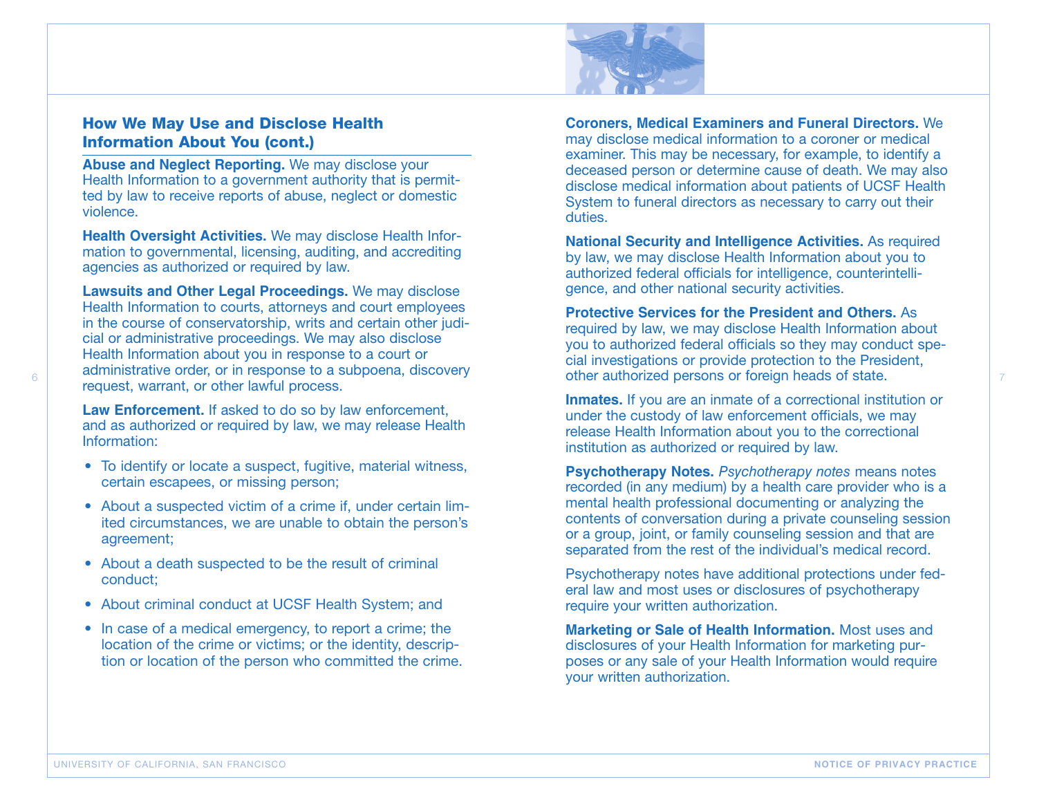## How We May Use and Disclose Health Information About You (cont.)

**Abuse and Neglect Reporting.** We may disclose your Health Information to a government authority that is permitted by law to receive reports of abuse, neglect or domestic violence.

**Health Oversight Activities.** We may disclose Health Information to governmental, licensing, auditing, and accrediting agencies as authorized or required by law.

**Lawsuits and Other Legal Proceedings.** We may disclose Health Information to courts, attorneys and court employees in the course of conservatorship, writs and certain other judicial or administrative proceedings. We may also disclose Health Information about you in response to a court or administrative order, or in response to a subpoena, discovery request, warrant, or other lawful process.

**Law Enforcement.** If asked to do so by law enforcement, and as authorized or required by law, we may release Health Information:

- To identify or locate a suspect, fugitive, material witness, certain escapees, or missing person;
- About a suspected victim of a crime if, under certain limited circumstances, we are unable to obtain the person's agreement;
- About a death suspected to be the result of criminal conduct;
- About criminal conduct at UCSF Health System; and
- In case of a medical emergency, to report a crime; the location of the crime or victims; or the identity, description or location of the person who committed the crime.

**Coroners, Medical Examiners and Funeral Directors.** We may disclose medical information to a coroner or medical examiner. This may be necessary, for example, to identify a deceased person or determine cause of death. We may also disclose medical information about patients of UCSF Health System to funeral directors as necessary to carry out their duties.

**National Security and Intelligence Activities.** As required by law, we may disclose Health Information about you to authorized federal officials for intelligence, counterintelligence, and other national security activities.

**Protective Services for the President and Others.** As required by law, we may disclose Health Information about you to authorized federal officials so they may conduct special investigations or provide protection to the President, other authorized persons or foreign heads of state.

**Inmates.** If you are an inmate of a correctional institution or under the custody of law enforcement officials, we may release Health Information about you to the correctional institution as authorized or required by law.

**Psychotherapy Notes.** *Psychotherapy notes* means notes recorded (in any medium) by a health care provider who is a mental health professional documenting or analyzing the contents of conversation during a private counseling session or a group, joint, or family counseling session and that are separated from the rest of the individual's medical record.

Psychotherapy notes have additional protections under federal law and most uses or disclosures of psychotherapy require your written authorization.

**Marketing or Sale of Health Information.** Most uses and disclosures of your Health Information for marketing purposes or any sale of your Health Information would require your written authorization.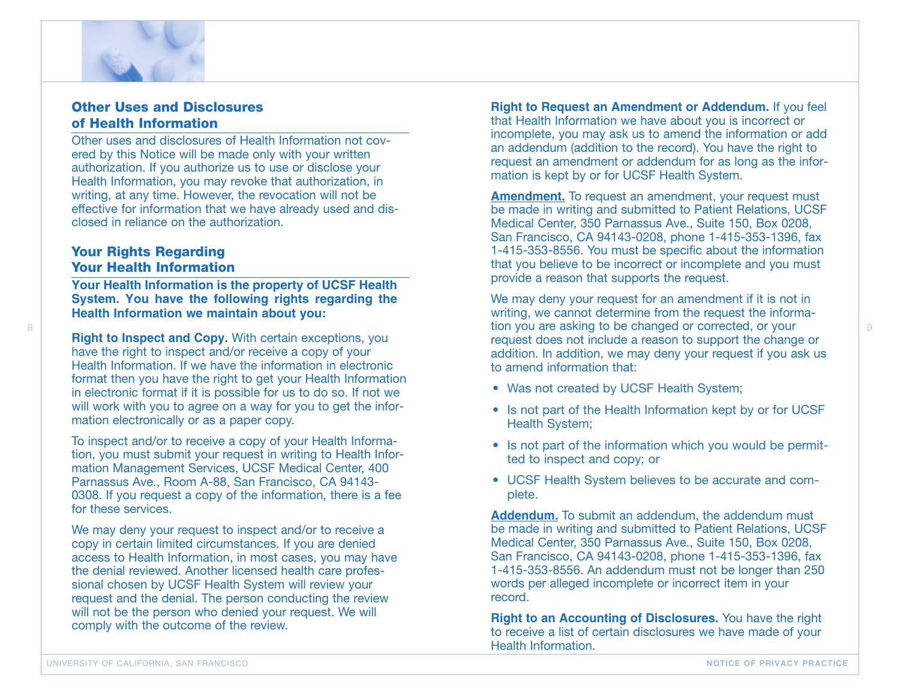## Other Uses and Disclosures of Health Information

Other uses and disclosures of Health Information not covered by this Notice will be made only with your written authorization. If you authorize us to use or disclose your Health Information, you may revoke that authorization, in writing, at any time. However, the revocation will not be effective for information that we have already used and disclosed in reliance on the authorization.

## Your Rights Regarding Your Health Information

**Your Health Information is the property of UCSF Health System. You have the following rights regarding the Health Information we maintain about you:**

**Right to Inspect and Copy.** With certain exceptions, you have the right to inspect and/or receive a copy of your Health Information. If we have the information in electronic format then you have the right to get your Health Information in electronic format if it is possible for us to do so. If not we will work with you to agree on a way for you to get the information electronically or as a paper copy.

To inspect and/or to receive a copy of your Health Information, you must submit your request in writing to Health Information Management Services, UCSF Medical Center, 400 Parnassus Ave., Room A-88, San Francisco, CA 94143-0308. If you request a copy of the information, there is a fee for these services.

We may deny your request to inspect and/or to receive a copy in certain limited circumstances. If you are denied access to Health Information, in most cases, you may have the denial reviewed. Another licensed health care professional chosen by UCSF Health System will review your request and the denial. The person conducting the review will not be the person who denied your request. We will comply with the outcome of the review.

**Right to Request an Amendment or Addendum.** If you feel that Health Information we have about you is incorrect or incomplete, you may ask us to amend the information or add an addendum (addition to the record). You have the right to request an amendment or addendum for as long as the information is kept by or for UCSF Health System.

**Amendment.** To request an amendment, your request must be made in writing and submitted to Patient Relations, UCSF Medical Center, 350 Parnassus Ave., Suite 150, Box 0208, San Francisco, CA 94143-0208, phone 1-415-353-1396, fax 1-415-353-8556. You must be specific about the information that you believe to be incorrect or incomplete and you must provide a reason that supports the request.

We may deny your request for an amendment if it is not in writing, we cannot determine from the request the information you are asking to be changed or corrected, or your request does not include a reason to support the change or addition. In addition, we may deny your request if you ask us to amend information that:

- Was not created by UCSF Health System;
- Is not part of the Health Information kept by or for UCSF Health System;
- Is not part of the information which you would be permitted to inspect and copy; or
- UCSF Health System believes to be accurate and complete.

**Addendum.** To submit an addendum, the addendum must be made in writing and submitted to Patient Relations, UCSF Medical Center, 350 Parnassus Ave., Suite 150, Box 0208, San Francisco, CA 94143-0208, phone 1-415-353-1396, fax 1-415-353-8556. An addendum must not be longer than 250 words per alleged incomplete or incorrect item in your record.

**Right to an Accounting of Disclosures.** You have the right to receive a list of certain disclosures we have made of your Health Information.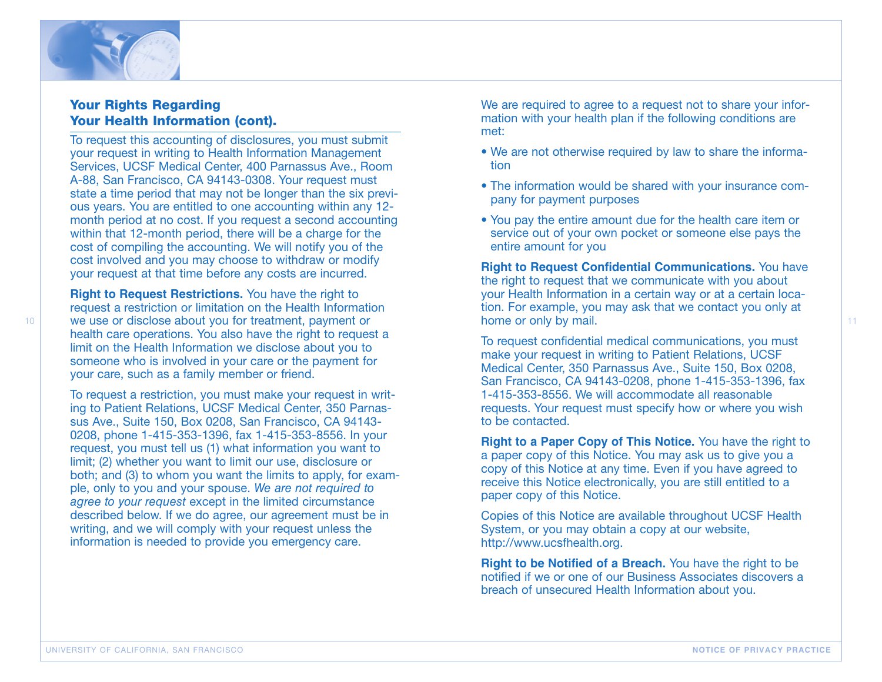## Your Rights Regarding Your Health Information (cont).

To request this accounting of disclosures, you must submit your request in writing to Health Information Management Services, UCSF Medical Center, 400 Parnassus Ave., Room A-88, San Francisco, CA 94143-0308. Your request must state a time period that may not be longer than the six previous years. You are entitled to one accounting within any 12-month period at no cost. If you request a second accounting within that 12-month period, there will be a charge for the cost of compiling the accounting. We will notify you of the cost involved and you may choose to withdraw or modify your request at that time before any costs are incurred.

**Right to Request Restrictions.** You have the right to request a restriction or limitation on the Health Information we use or disclose about you for treatment, payment or health care operations. You also have the right to request a limit on the Health Information we disclose about you to someone who is involved in your care or the payment for your care, such as a family member or friend.

To request a restriction, you must make your request in writing to Patient Relations, UCSF Medical Center, 350 Parnassus Ave., Suite 150, Box 0208, San Francisco, CA 94143-0208, phone 1-415-353-1396, fax 1-415-353-8556. In your request, you must tell us (1) what information you want to limit; (2) whether you want to limit our use, disclosure or both; and (3) to whom you want the limits to apply, for example, only to you and your spouse. *We are not required to agree to your request* except in the limited circumstance described below. If we do agree, our agreement must be in writing, and we will comply with your request unless the information is needed to provide you emergency care.

We are required to agree to a request not to share your information with your health plan if the following conditions are met:

- We are not otherwise required by law to share the information
- The information would be shared with your insurance company for payment purposes
- You pay the entire amount due for the health care item or service out of your own pocket or someone else pays the entire amount for you

**Right to Request Confidential Communications.** You have the right to request that we communicate with you about your Health Information in a certain way or at a certain location. For example, you may ask that we contact you only at home or only by mail.

To request confidential medical communications, you must make your request in writing to Patient Relations, UCSF Medical Center, 350 Parnassus Ave., Suite 150, Box 0208, San Francisco, CA 94143-0208, phone 1-415-353-1396, fax 1-415-353-8556. We will accommodate all reasonable requests. Your request must specify how or where you wish to be contacted.

**Right to a Paper Copy of This Notice.** You have the right to a paper copy of this Notice. You may ask us to give you a copy of this Notice at any time. Even if you have agreed to receive this Notice electronically, you are still entitled to a paper copy of this Notice.

Copies of this Notice are available throughout UCSF Health System, or you may obtain a copy at our website, http://www.ucsfhealth.org.

**Right to be Notified of a Breach.** You have the right to be notified if we or one of our Business Associates discovers a breach of unsecured Health Information about you.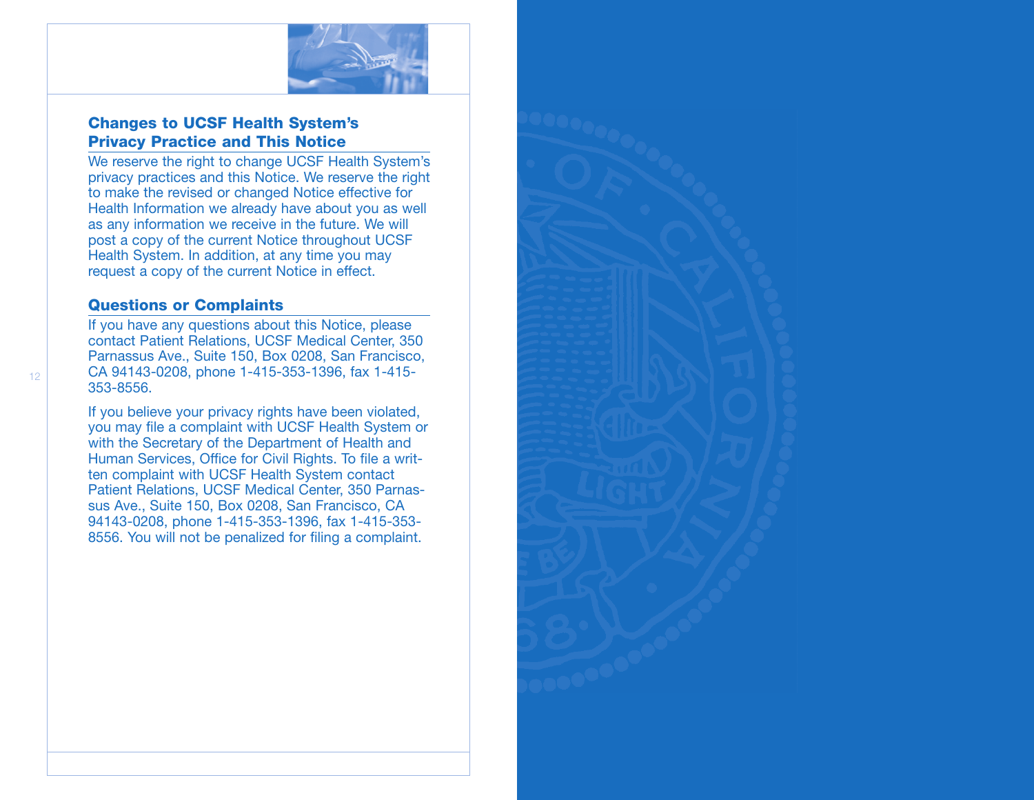## Changes to UCSF Health System's Privacy Practice and This Notice

We reserve the right to change UCSF Health System's privacy practices and this Notice. We reserve the right to make the revised or changed Notice effective for Health Information we already have about you as well as any information we receive in the future. We will post a copy of the current Notice throughout UCSF Health System. In addition, at any time you may request a copy of the current Notice in effect.

## Questions or Complaints

If you have any questions about this Notice, please contact Patient Relations, UCSF Medical Center, 350 Parnassus Ave., Suite 150, Box 0208, San Francisco, CA 94143-0208, phone 1-415-353-1396, fax 1-415-353-8556.

If you believe your privacy rights have been violated, you may file a complaint with UCSF Health System or with the Secretary of the Department of Health and Human Services, Office for Civil Rights. To file a written complaint with UCSF Health System contact Patient Relations, UCSF Medical Center, 350 Parnassus Ave., Suite 150, Box 0208, San Francisco, CA 94143-0208, phone 1-415-353-1396, fax 1-415-353-8556. You will not be penalized for filing a complaint.